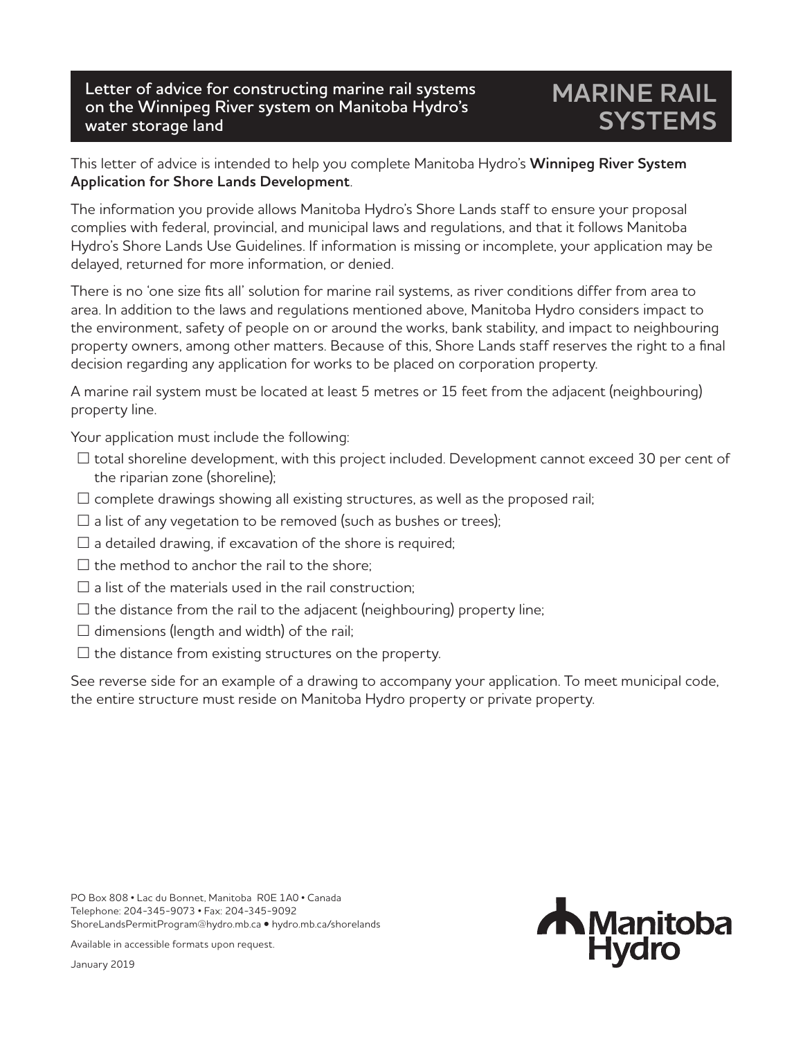# MARINE RAIL SYSTEMS

**Letter of advice for constructing marine rail systems on the Winnipeg River system on Manitoba Hydro's water storage land**

This letter of advice is intended to help you complete Manitoba Hydro's **Winnipeg River System Application for Shore Lands Development**.

The information you provide allows Manitoba Hydro's Shore Lands staff to ensure your proposal complies with federal, provincial, and municipal laws and regulations, and that it follows Manitoba Hydro's Shore Lands Use Guidelines. If information is missing or incomplete, your application may be delayed, returned for more information, or denied.

There is no 'one size fits all' solution for marine rail systems, as river conditions differ from area to area. In addition to the laws and regulations mentioned above, Manitoba Hydro considers impact to the environment, safety of people on or around the works, bank stability, and impact to neighbouring property owners, among other matters. Because of this, Shore Lands staff reserves the right to a final decision regarding any application for works to be placed on corporation property.

A marine rail system must be located at least 5 metres or 15 feet from the adjacent (neighbouring) property line.

Your application must include the following:

- ☐ total shoreline development, with this project included. Development cannot exceed 30 per cent of the riparian zone (shoreline);
- ☐ complete drawings showing all existing structures, as well as the proposed rail;
- ☐ a list of any vegetation to be removed (such as bushes or trees);
- ☐ a detailed drawing, if excavation of the shore is required;
- ☐ the method to anchor the rail to the shore;
- ☐ a list of the materials used in the rail construction;
- ☐ the distance from the rail to the adjacent (neighbouring) property line;
- ☐ dimensions (length and width) of the rail;
- ☐ the distance from existing structures on the property.

See reverse side for an example of a drawing to accompany your application. To meet municipal code, the entire structure must reside on Manitoba Hydro property or private property.

PO Box 808 • Lac du Bonnet, Manitoba R0E 1A0 • Canada
Telephone: 204-345-9073 • Fax: 204-345-9092
ShoreLandsPermitProgram@hydro.mb.ca • hydro.mb.ca/shorelands

Available in accessible formats upon request.

January 2019

Manitoba Hydro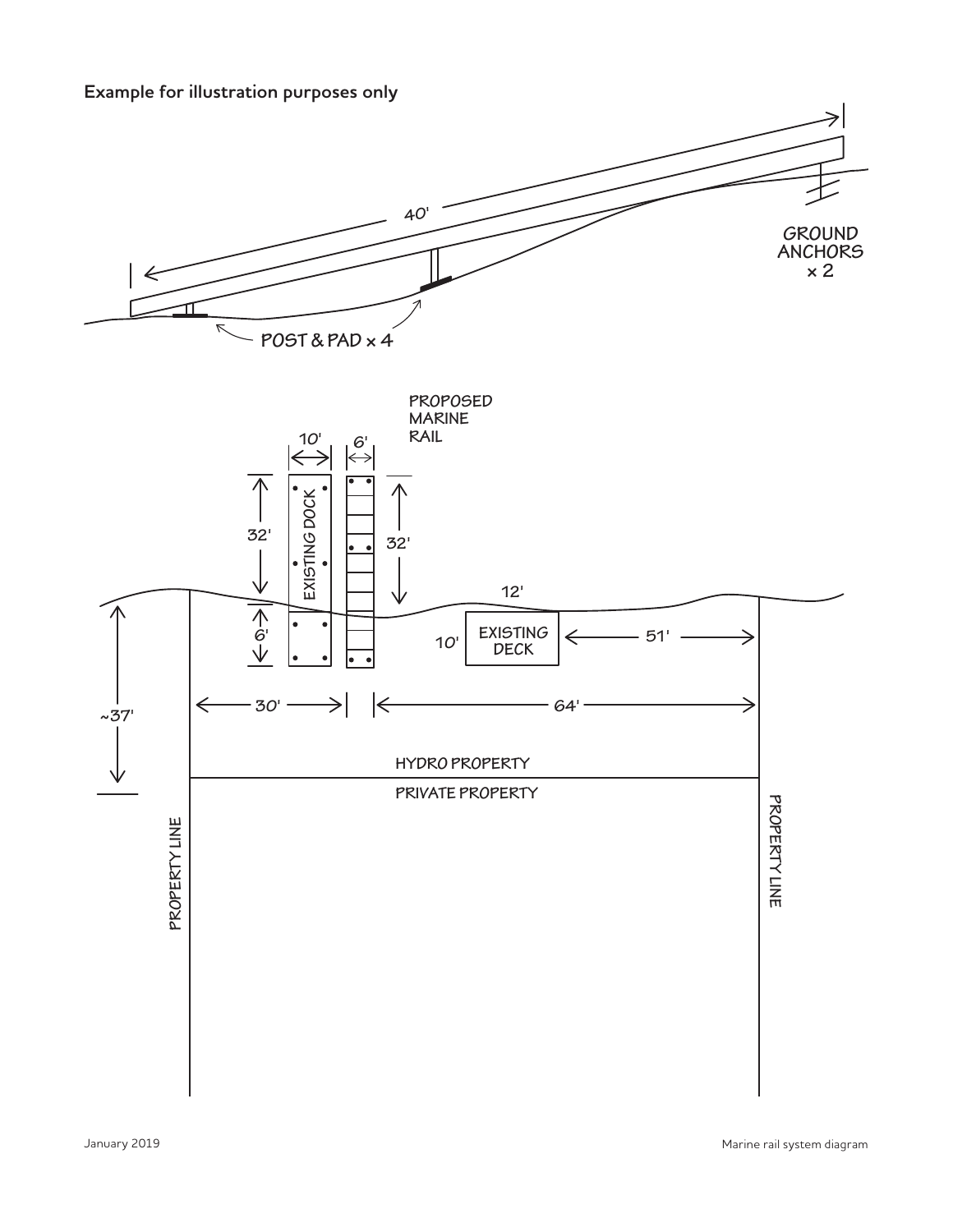Example for illustration purposes only

40'

GROUND ANCHORS x 2

POST & PAD x 4

PROPOSED MARINE RAIL

10'

6'

32'

EXISTING DOCK

32'

12'

6'

10'

EXISTING DECK

51'

~37'

30'

64'

HYDRO PROPERTY

PRIVATE PROPERTY

PROPERTY LINE

PROPERTY LINE